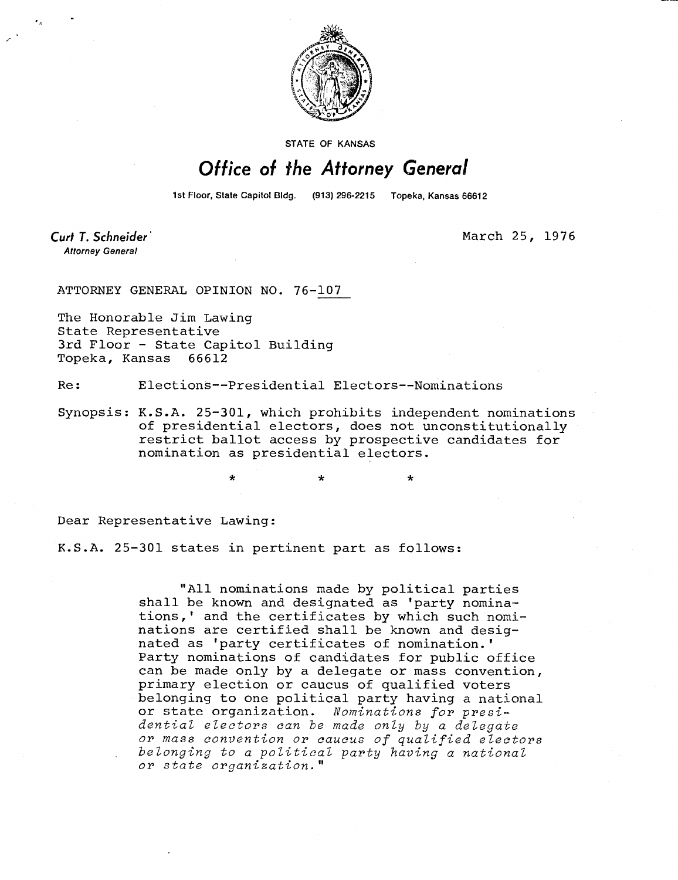STATE OF KANSAS

# Office of the Attorney General

1st Floor, State Capitol Bldg. (913) 296-2215 Topeka, Kansas 66612

**Curt T. Schneider**
*Attorney General*

March 25, 1976

ATTORNEY GENERAL OPINION NO. 76-107

The Honorable Jim Lawing
State Representative
3rd Floor - State Capitol Building
Topeka, Kansas 66612

Re: Elections--Presidential Electors--Nominations

Synopsis: K.S.A. 25-301, which prohibits independent nominations of presidential electors, does not unconstitutionally restrict ballot access by prospective candidates for nomination as presidential electors.

\* \* \*

Dear Representative Lawing:

K.S.A. 25-301 states in pertinent part as follows:

> "All nominations made by political parties shall be known and designated as 'party nominations,' and the certificates by which such nominations are certified shall be known and designated as 'party certificates of nomination.' Party nominations of candidates for public office can be made only by a delegate or mass convention, primary election or caucus of qualified voters belonging to one political party having a national or state organization. *Nominations for presidential electors can be made only by a delegate or mass convention or caucus of qualified electors belonging to a political party having a national or state organization.*"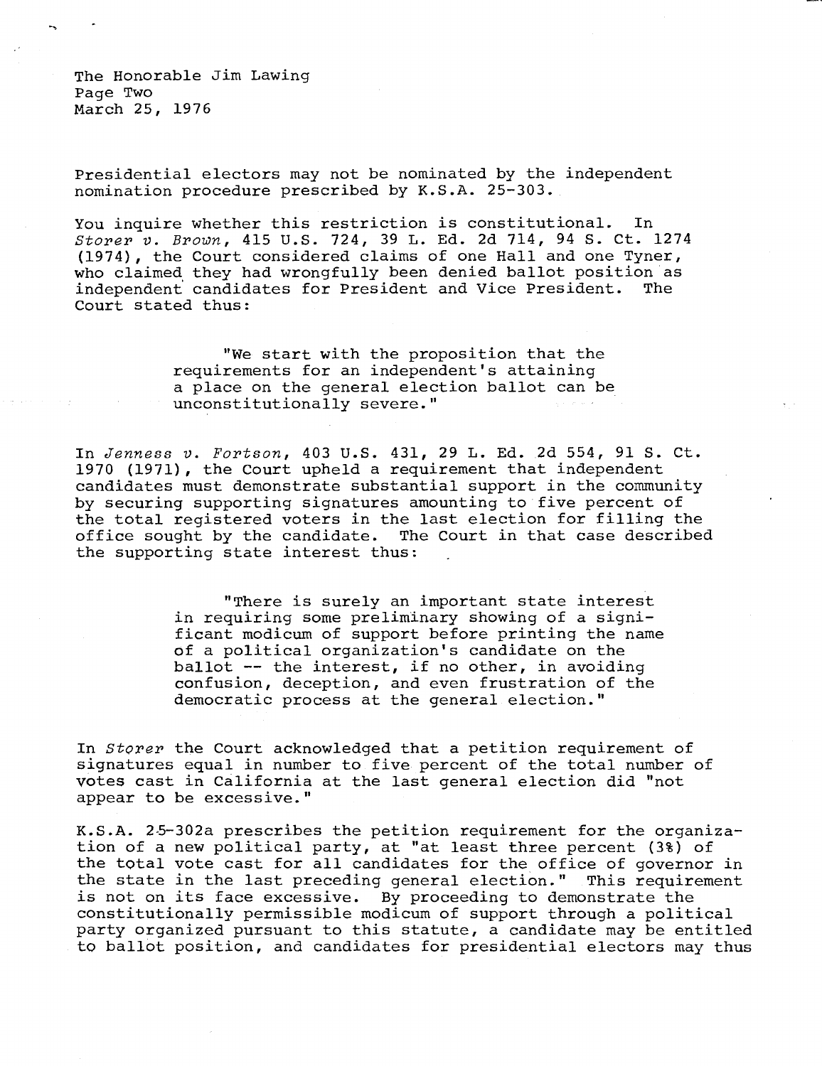Presidential electors may not be nominated by the independent nomination procedure prescribed by K.S.A. 25-303.

You inquire whether this restriction is constitutional. In *Storer v. Brown*, 415 U.S. 724, 39 L. Ed. 2d 714, 94 S. Ct. 1274 (1974), the Court considered claims of one Hall and one Tyner, who claimed they had wrongfully been denied ballot position as independent candidates for President and Vice President. The Court stated thus:

> "We start with the proposition that the requirements for an independent's attaining a place on the general election ballot can be unconstitutionally severe."

In *Jenness v. Fortson*, 403 U.S. 431, 29 L. Ed. 2d 554, 91 S. Ct. 1970 (1971), the Court upheld a requirement that independent candidates must demonstrate substantial support in the community by securing supporting signatures amounting to five percent of the total registered voters in the last election for filling the office sought by the candidate. The Court in that case described the supporting state interest thus:

> "There is surely an important state interest in requiring some preliminary showing of a significant modicum of support before printing the name of a political organization's candidate on the ballot -- the interest, if no other, in avoiding confusion, deception, and even frustration of the democratic process at the general election."

In *Storer* the Court acknowledged that a petition requirement of signatures equal in number to five percent of the total number of votes cast in California at the last general election did "not appear to be excessive."

K.S.A. 25-302a prescribes the petition requirement for the organization of a new political party, at "at least three percent (3%) of the total vote cast for all candidates for the office of governor in the state in the last preceding general election." This requirement is not on its face excessive. By proceeding to demonstrate the constitutionally permissible modicum of support through a political party organized pursuant to this statute, a candidate may be entitled to ballot position, and candidates for presidential electors may thus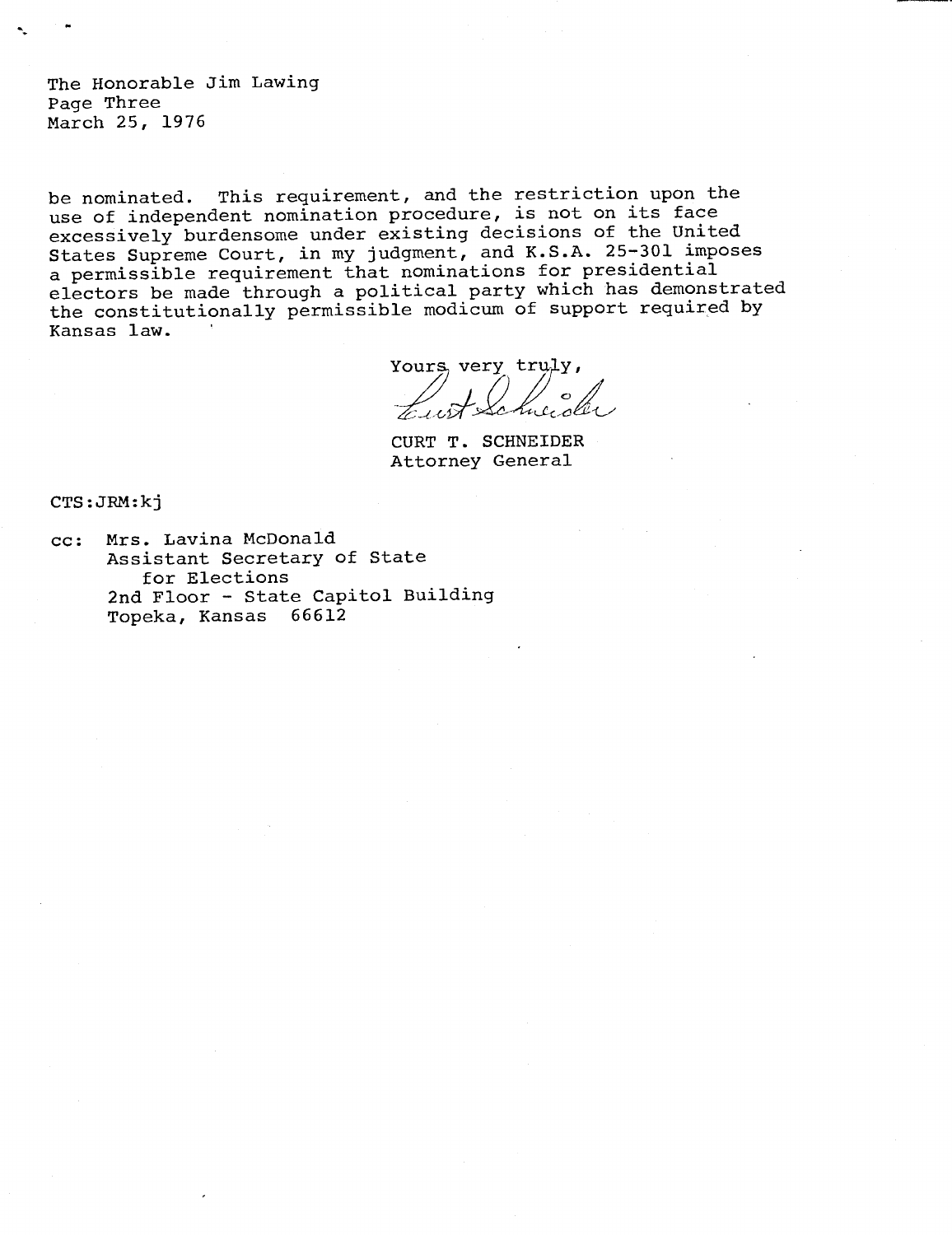The Honorable Jim Lawing
Page Three
March 25, 1976

be nominated. This requirement, and the restriction upon the use of independent nomination procedure, is not on its face excessively burdensome under existing decisions of the United States Supreme Court, in my judgment, and K.S.A. 25-301 imposes a permissible requirement that nominations for presidential electors be made through a political party which has demonstrated the constitutionally permissible modicum of support required by Kansas law.

Yours very truly,

Curt Schneider

CURT T. SCHNEIDER
Attorney General

CTS:JRM:kj

cc: Mrs. Lavina McDonald
Assistant Secretary of State
for Elections
2nd Floor - State Capitol Building
Topeka, Kansas 66612